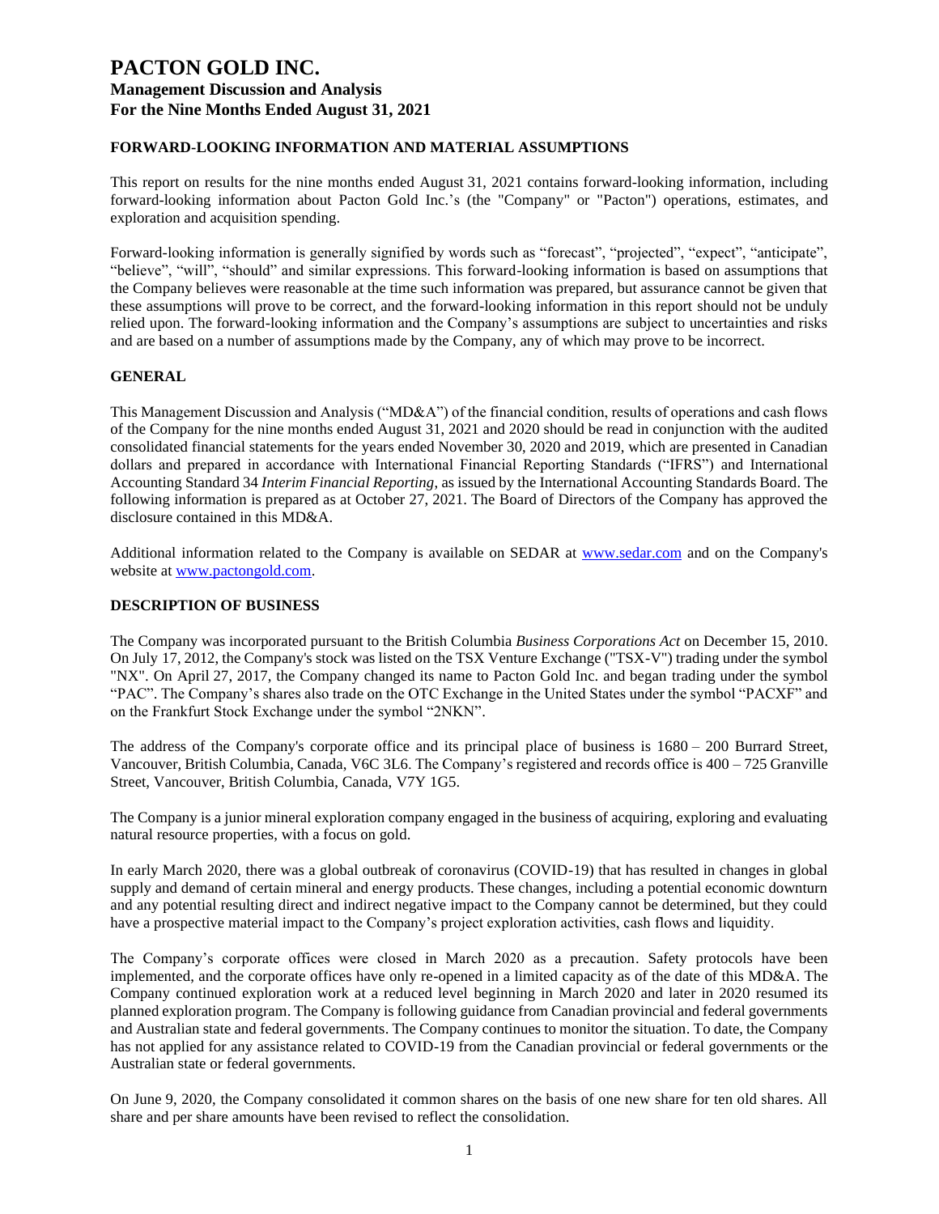# PACTON GOLD INC.
## Management Discussion and Analysis
## For the Nine Months Ended August 31, 2021

### FORWARD-LOOKING INFORMATION AND MATERIAL ASSUMPTIONS

This report on results for the nine months ended August 31, 2021 contains forward-looking information, including forward-looking information about Pacton Gold Inc.'s (the "Company" or "Pacton") operations, estimates, and exploration and acquisition spending.

Forward-looking information is generally signified by words such as "forecast", "projected", "expect", "anticipate", "believe", "will", "should" and similar expressions. This forward-looking information is based on assumptions that the Company believes were reasonable at the time such information was prepared, but assurance cannot be given that these assumptions will prove to be correct, and the forward-looking information in this report should not be unduly relied upon. The forward-looking information and the Company's assumptions are subject to uncertainties and risks and are based on a number of assumptions made by the Company, any of which may prove to be incorrect.

### GENERAL

This Management Discussion and Analysis ("MD&A") of the financial condition, results of operations and cash flows of the Company for the nine months ended August 31, 2021 and 2020 should be read in conjunction with the audited consolidated financial statements for the years ended November 30, 2020 and 2019, which are presented in Canadian dollars and prepared in accordance with International Financial Reporting Standards ("IFRS") and International Accounting Standard 34 *Interim Financial Reporting*, as issued by the International Accounting Standards Board. The following information is prepared as at October 27, 2021. The Board of Directors of the Company has approved the disclosure contained in this MD&A.

Additional information related to the Company is available on SEDAR at www.sedar.com and on the Company's website at www.pactongold.com.

### DESCRIPTION OF BUSINESS

The Company was incorporated pursuant to the British Columbia *Business Corporations Act* on December 15, 2010. On July 17, 2012, the Company's stock was listed on the TSX Venture Exchange ("TSX-V") trading under the symbol "NX". On April 27, 2017, the Company changed its name to Pacton Gold Inc. and began trading under the symbol "PAC". The Company's shares also trade on the OTC Exchange in the United States under the symbol "PACXF" and on the Frankfurt Stock Exchange under the symbol "2NKN".

The address of the Company's corporate office and its principal place of business is 1680 – 200 Burrard Street, Vancouver, British Columbia, Canada, V6C 3L6. The Company's registered and records office is 400 – 725 Granville Street, Vancouver, British Columbia, Canada, V7Y 1G5.

The Company is a junior mineral exploration company engaged in the business of acquiring, exploring and evaluating natural resource properties, with a focus on gold.

In early March 2020, there was a global outbreak of coronavirus (COVID-19) that has resulted in changes in global supply and demand of certain mineral and energy products. These changes, including a potential economic downturn and any potential resulting direct and indirect negative impact to the Company cannot be determined, but they could have a prospective material impact to the Company's project exploration activities, cash flows and liquidity.

The Company's corporate offices were closed in March 2020 as a precaution. Safety protocols have been implemented, and the corporate offices have only re-opened in a limited capacity as of the date of this MD&A. The Company continued exploration work at a reduced level beginning in March 2020 and later in 2020 resumed its planned exploration program. The Company is following guidance from Canadian provincial and federal governments and Australian state and federal governments. The Company continues to monitor the situation. To date, the Company has not applied for any assistance related to COVID-19 from the Canadian provincial or federal governments or the Australian state or federal governments.

On June 9, 2020, the Company consolidated it common shares on the basis of one new share for ten old shares. All share and per share amounts have been revised to reflect the consolidation.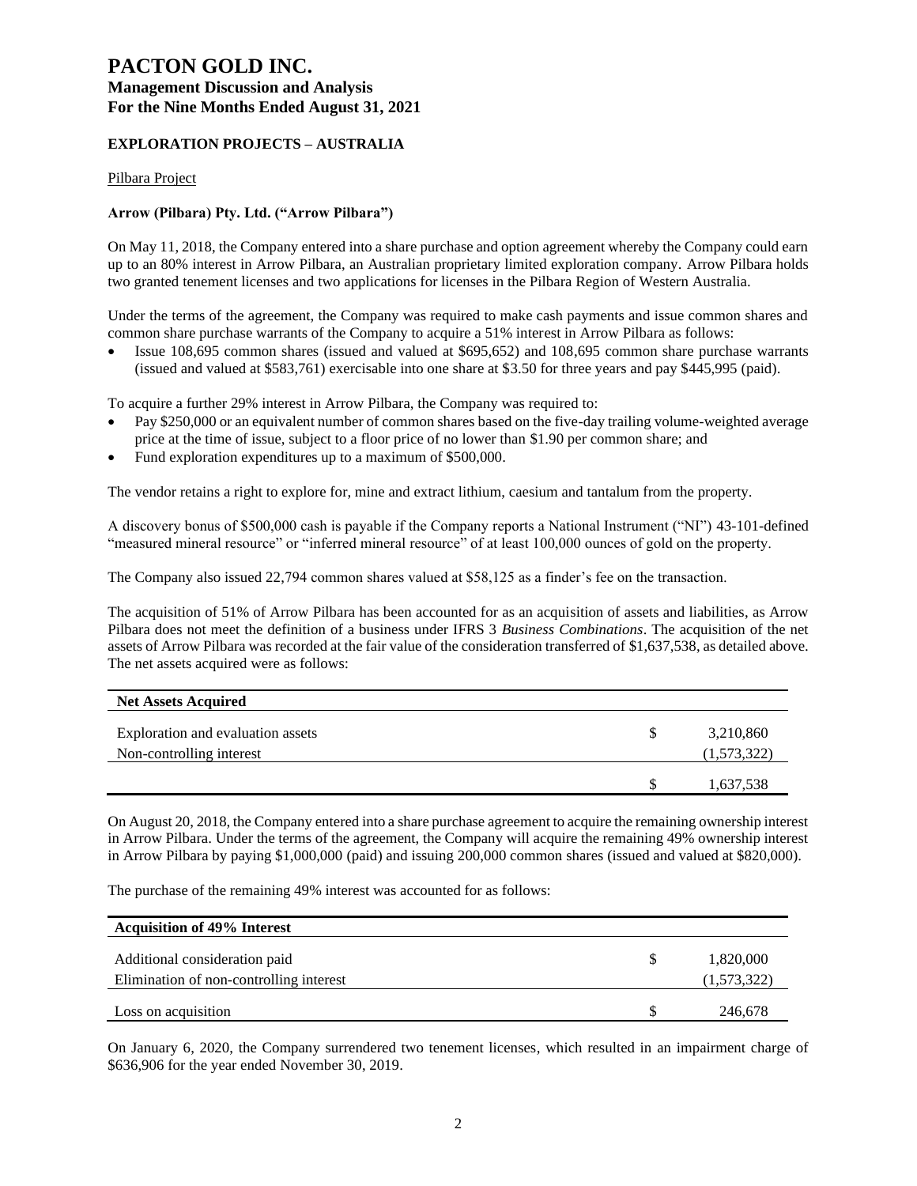# PACTON GOLD INC.

## Management Discussion and Analysis
## For the Nine Months Ended August 31, 2021

### EXPLORATION PROJECTS – AUSTRALIA

Pilbara Project

**Arrow (Pilbara) Pty. Ltd. ("Arrow Pilbara")**

On May 11, 2018, the Company entered into a share purchase and option agreement whereby the Company could earn up to an 80% interest in Arrow Pilbara, an Australian proprietary limited exploration company. Arrow Pilbara holds two granted tenement licenses and two applications for licenses in the Pilbara Region of Western Australia.

Under the terms of the agreement, the Company was required to make cash payments and issue common shares and common share purchase warrants of the Company to acquire a 51% interest in Arrow Pilbara as follows:

- Issue 108,695 common shares (issued and valued at $695,652) and 108,695 common share purchase warrants (issued and valued at $583,761) exercisable into one share at $3.50 for three years and pay $445,995 (paid).

To acquire a further 29% interest in Arrow Pilbara, the Company was required to:

- Pay $250,000 or an equivalent number of common shares based on the five-day trailing volume-weighted average price at the time of issue, subject to a floor price of no lower than $1.90 per common share; and
- Fund exploration expenditures up to a maximum of $500,000.

The vendor retains a right to explore for, mine and extract lithium, caesium and tantalum from the property.

A discovery bonus of $500,000 cash is payable if the Company reports a National Instrument ("NI") 43-101-defined "measured mineral resource" or "inferred mineral resource" of at least 100,000 ounces of gold on the property.

The Company also issued 22,794 common shares valued at $58,125 as a finder's fee on the transaction.

The acquisition of 51% of Arrow Pilbara has been accounted for as an acquisition of assets and liabilities, as Arrow Pilbara does not meet the definition of a business under IFRS 3 *Business Combinations*. The acquisition of the net assets of Arrow Pilbara was recorded at the fair value of the consideration transferred of $1,637,538, as detailed above. The net assets acquired were as follows:

| **Net Assets Acquired** | | |
|---|---|---|
| Exploration and evaluation assets | $ | 3,210,860 |
| Non-controlling interest | | (1,573,322) |
| | $ | 1,637,538 |

On August 20, 2018, the Company entered into a share purchase agreement to acquire the remaining ownership interest in Arrow Pilbara. Under the terms of the agreement, the Company will acquire the remaining 49% ownership interest in Arrow Pilbara by paying $1,000,000 (paid) and issuing 200,000 common shares (issued and valued at $820,000).

The purchase of the remaining 49% interest was accounted for as follows:

| **Acquisition of 49% Interest** | | |
|---|---|---|
| Additional consideration paid | $ | 1,820,000 |
| Elimination of non-controlling interest | | (1,573,322) |
| Loss on acquisition | $ | 246,678 |

On January 6, 2020, the Company surrendered two tenement licenses, which resulted in an impairment charge of $636,906 for the year ended November 30, 2019.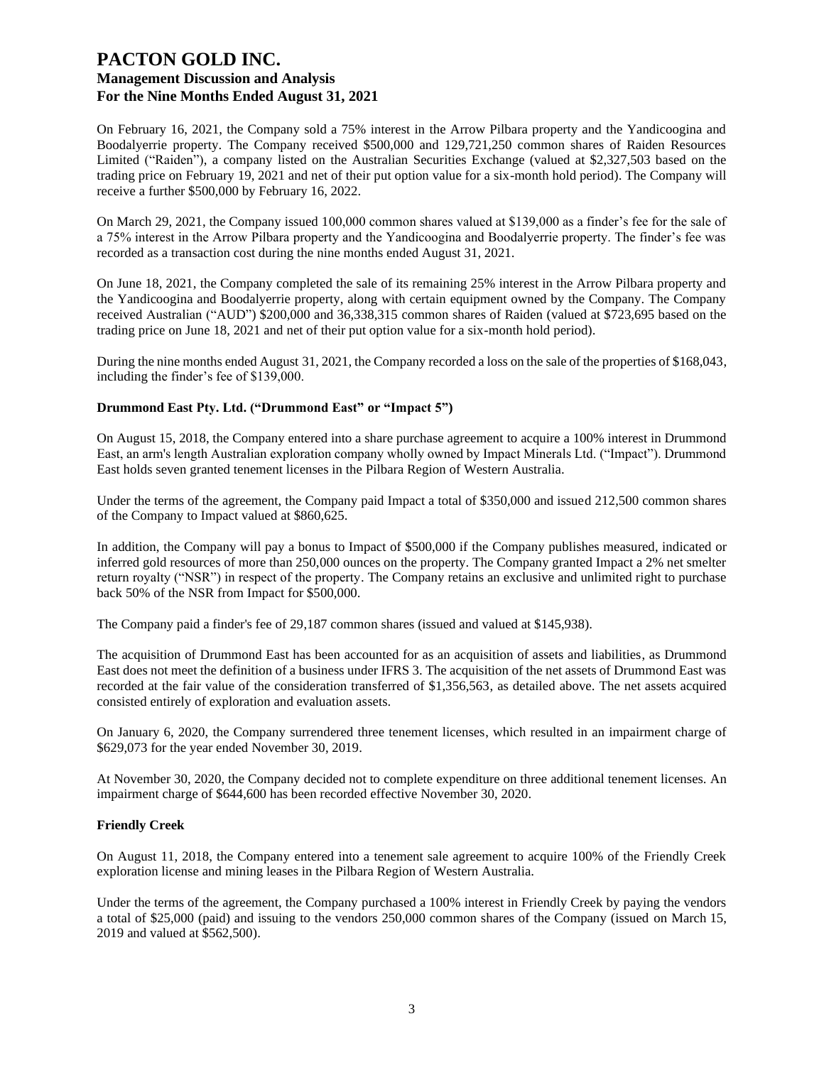On February 16, 2021, the Company sold a 75% interest in the Arrow Pilbara property and the Yandicoogina and Boodalyerrie property. The Company received $500,000 and 129,721,250 common shares of Raiden Resources Limited ("Raiden"), a company listed on the Australian Securities Exchange (valued at $2,327,503 based on the trading price on February 19, 2021 and net of their put option value for a six-month hold period). The Company will receive a further $500,000 by February 16, 2022.

On March 29, 2021, the Company issued 100,000 common shares valued at $139,000 as a finder's fee for the sale of a 75% interest in the Arrow Pilbara property and the Yandicoogina and Boodalyerrie property. The finder's fee was recorded as a transaction cost during the nine months ended August 31, 2021.

On June 18, 2021, the Company completed the sale of its remaining 25% interest in the Arrow Pilbara property and the Yandicoogina and Boodalyerrie property, along with certain equipment owned by the Company. The Company received Australian ("AUD") $200,000 and 36,338,315 common shares of Raiden (valued at $723,695 based on the trading price on June 18, 2021 and net of their put option value for a six-month hold period).

During the nine months ended August 31, 2021, the Company recorded a loss on the sale of the properties of $168,043, including the finder's fee of $139,000.

### Drummond East Pty. Ltd. ("Drummond East" or "Impact 5")

On August 15, 2018, the Company entered into a share purchase agreement to acquire a 100% interest in Drummond East, an arm's length Australian exploration company wholly owned by Impact Minerals Ltd. ("Impact"). Drummond East holds seven granted tenement licenses in the Pilbara Region of Western Australia.

Under the terms of the agreement, the Company paid Impact a total of $350,000 and issued 212,500 common shares of the Company to Impact valued at $860,625.

In addition, the Company will pay a bonus to Impact of $500,000 if the Company publishes measured, indicated or inferred gold resources of more than 250,000 ounces on the property. The Company granted Impact a 2% net smelter return royalty ("NSR") in respect of the property. The Company retains an exclusive and unlimited right to purchase back 50% of the NSR from Impact for $500,000.

The Company paid a finder's fee of 29,187 common shares (issued and valued at $145,938).

The acquisition of Drummond East has been accounted for as an acquisition of assets and liabilities, as Drummond East does not meet the definition of a business under IFRS 3. The acquisition of the net assets of Drummond East was recorded at the fair value of the consideration transferred of $1,356,563, as detailed above. The net assets acquired consisted entirely of exploration and evaluation assets.

On January 6, 2020, the Company surrendered three tenement licenses, which resulted in an impairment charge of $629,073 for the year ended November 30, 2019.

At November 30, 2020, the Company decided not to complete expenditure on three additional tenement licenses. An impairment charge of $644,600 has been recorded effective November 30, 2020.

### Friendly Creek

On August 11, 2018, the Company entered into a tenement sale agreement to acquire 100% of the Friendly Creek exploration license and mining leases in the Pilbara Region of Western Australia.

Under the terms of the agreement, the Company purchased a 100% interest in Friendly Creek by paying the vendors a total of $25,000 (paid) and issuing to the vendors 250,000 common shares of the Company (issued on March 15, 2019 and valued at $562,500).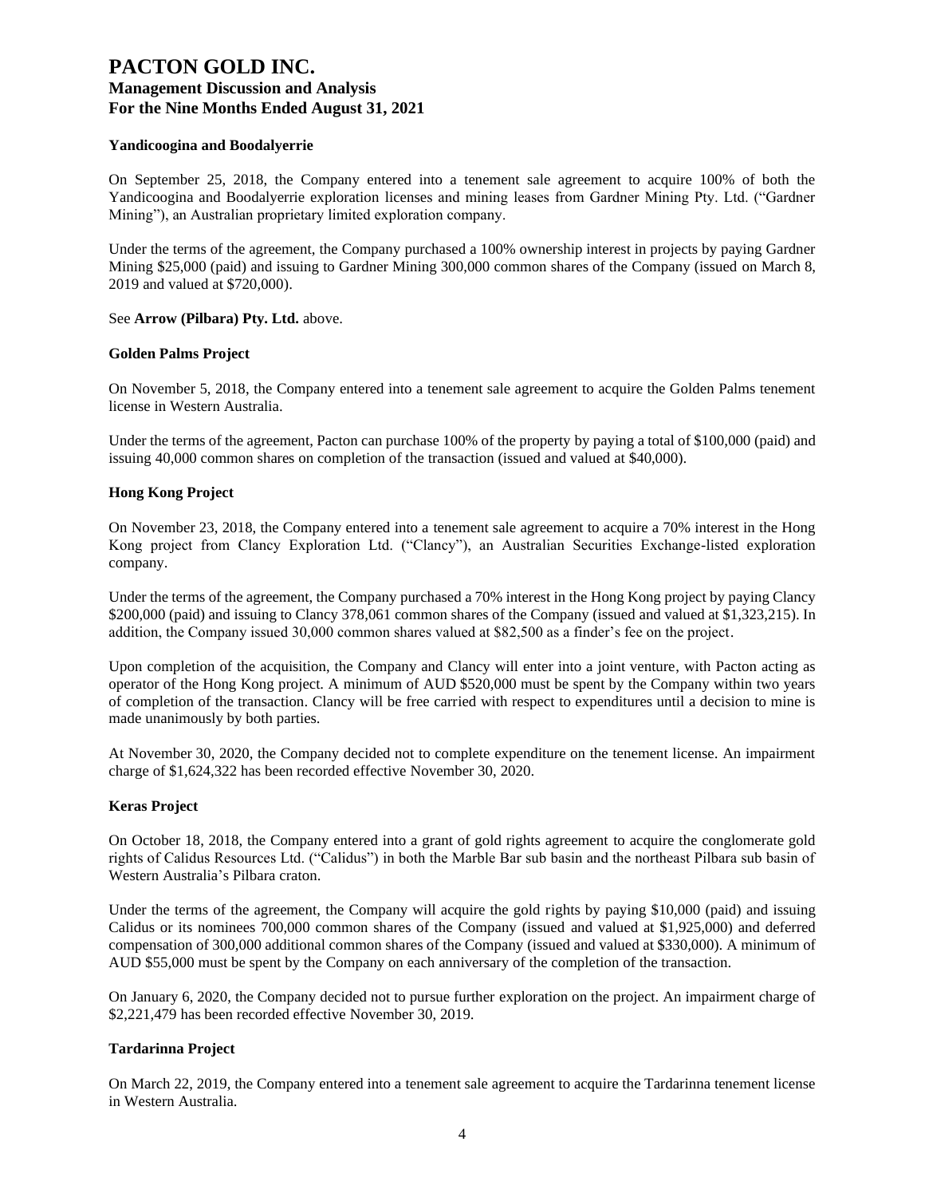#### Yandicoogina and Boodalyerrie

On September 25, 2018, the Company entered into a tenement sale agreement to acquire 100% of both the Yandicoogina and Boodalyerrie exploration licenses and mining leases from Gardner Mining Pty. Ltd. ("Gardner Mining"), an Australian proprietary limited exploration company.

Under the terms of the agreement, the Company purchased a 100% ownership interest in projects by paying Gardner Mining $25,000 (paid) and issuing to Gardner Mining 300,000 common shares of the Company (issued on March 8, 2019 and valued at $720,000).

See **Arrow (Pilbara) Pty. Ltd.** above.

#### Golden Palms Project

On November 5, 2018, the Company entered into a tenement sale agreement to acquire the Golden Palms tenement license in Western Australia.

Under the terms of the agreement, Pacton can purchase 100% of the property by paying a total of $100,000 (paid) and issuing 40,000 common shares on completion of the transaction (issued and valued at $40,000).

#### Hong Kong Project

On November 23, 2018, the Company entered into a tenement sale agreement to acquire a 70% interest in the Hong Kong project from Clancy Exploration Ltd. ("Clancy"), an Australian Securities Exchange-listed exploration company.

Under the terms of the agreement, the Company purchased a 70% interest in the Hong Kong project by paying Clancy $200,000 (paid) and issuing to Clancy 378,061 common shares of the Company (issued and valued at $1,323,215). In addition, the Company issued 30,000 common shares valued at $82,500 as a finder's fee on the project.

Upon completion of the acquisition, the Company and Clancy will enter into a joint venture, with Pacton acting as operator of the Hong Kong project. A minimum of AUD $520,000 must be spent by the Company within two years of completion of the transaction. Clancy will be free carried with respect to expenditures until a decision to mine is made unanimously by both parties.

At November 30, 2020, the Company decided not to complete expenditure on the tenement license. An impairment charge of $1,624,322 has been recorded effective November 30, 2020.

#### Keras Project

On October 18, 2018, the Company entered into a grant of gold rights agreement to acquire the conglomerate gold rights of Calidus Resources Ltd. ("Calidus") in both the Marble Bar sub basin and the northeast Pilbara sub basin of Western Australia's Pilbara craton.

Under the terms of the agreement, the Company will acquire the gold rights by paying $10,000 (paid) and issuing Calidus or its nominees 700,000 common shares of the Company (issued and valued at $1,925,000) and deferred compensation of 300,000 additional common shares of the Company (issued and valued at $330,000). A minimum of AUD $55,000 must be spent by the Company on each anniversary of the completion of the transaction.

On January 6, 2020, the Company decided not to pursue further exploration on the project. An impairment charge of $2,221,479 has been recorded effective November 30, 2019.

#### Tardarinna Project

On March 22, 2019, the Company entered into a tenement sale agreement to acquire the Tardarinna tenement license in Western Australia.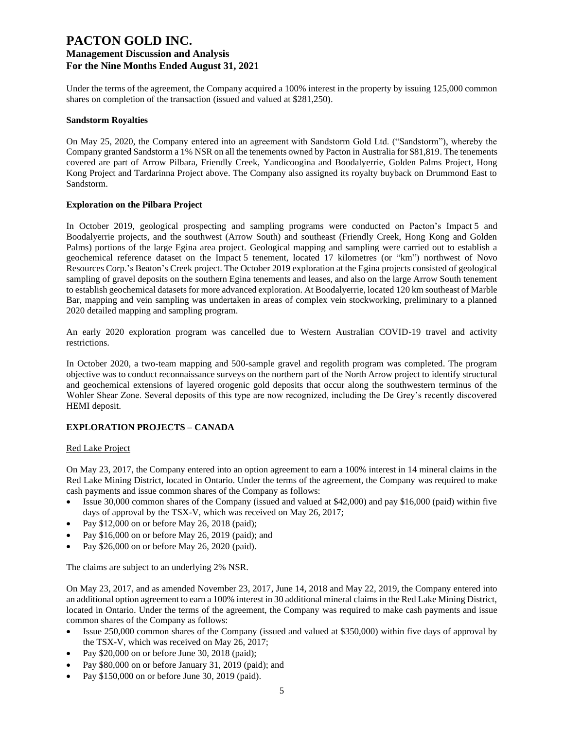Under the terms of the agreement, the Company acquired a 100% interest in the property by issuing 125,000 common shares on completion of the transaction (issued and valued at $281,250).

**Sandstorm Royalties**

On May 25, 2020, the Company entered into an agreement with Sandstorm Gold Ltd. ("Sandstorm"), whereby the Company granted Sandstorm a 1% NSR on all the tenements owned by Pacton in Australia for $81,819. The tenements covered are part of Arrow Pilbara, Friendly Creek, Yandicoogina and Boodalyerrie, Golden Palms Project, Hong Kong Project and Tardarinna Project above. The Company also assigned its royalty buyback on Drummond East to Sandstorm.

**Exploration on the Pilbara Project**

In October 2019, geological prospecting and sampling programs were conducted on Pacton's Impact 5 and Boodalyerrie projects, and the southwest (Arrow South) and southeast (Friendly Creek, Hong Kong and Golden Palms) portions of the large Egina area project. Geological mapping and sampling were carried out to establish a geochemical reference dataset on the Impact 5 tenement, located 17 kilometres (or "km") northwest of Novo Resources Corp.'s Beaton's Creek project. The October 2019 exploration at the Egina projects consisted of geological sampling of gravel deposits on the southern Egina tenements and leases, and also on the large Arrow South tenement to establish geochemical datasets for more advanced exploration. At Boodalyerrie, located 120 km southeast of Marble Bar, mapping and vein sampling was undertaken in areas of complex vein stockworking, preliminary to a planned 2020 detailed mapping and sampling program.

An early 2020 exploration program was cancelled due to Western Australian COVID-19 travel and activity restrictions.

In October 2020, a two-team mapping and 500-sample gravel and regolith program was completed. The program objective was to conduct reconnaissance surveys on the northern part of the North Arrow project to identify structural and geochemical extensions of layered orogenic gold deposits that occur along the southwestern terminus of the Wohler Shear Zone. Several deposits of this type are now recognized, including the De Grey's recently discovered HEMI deposit.

## EXPLORATION PROJECTS – CANADA

Red Lake Project

On May 23, 2017, the Company entered into an option agreement to earn a 100% interest in 14 mineral claims in the Red Lake Mining District, located in Ontario. Under the terms of the agreement, the Company was required to make cash payments and issue common shares of the Company as follows:

- Issue 30,000 common shares of the Company (issued and valued at $42,000) and pay $16,000 (paid) within five days of approval by the TSX-V, which was received on May 26, 2017;
- Pay $12,000 on or before May 26, 2018 (paid);
- Pay $16,000 on or before May 26, 2019 (paid); and
- Pay $26,000 on or before May 26, 2020 (paid).

The claims are subject to an underlying 2% NSR.

On May 23, 2017, and as amended November 23, 2017, June 14, 2018 and May 22, 2019, the Company entered into an additional option agreement to earn a 100% interest in 30 additional mineral claims in the Red Lake Mining District, located in Ontario. Under the terms of the agreement, the Company was required to make cash payments and issue common shares of the Company as follows:

- Issue 250,000 common shares of the Company (issued and valued at $350,000) within five days of approval by the TSX-V, which was received on May 26, 2017;
- Pay $20,000 on or before June 30, 2018 (paid);
- Pay $80,000 on or before January 31, 2019 (paid); and
- Pay $150,000 on or before June 30, 2019 (paid).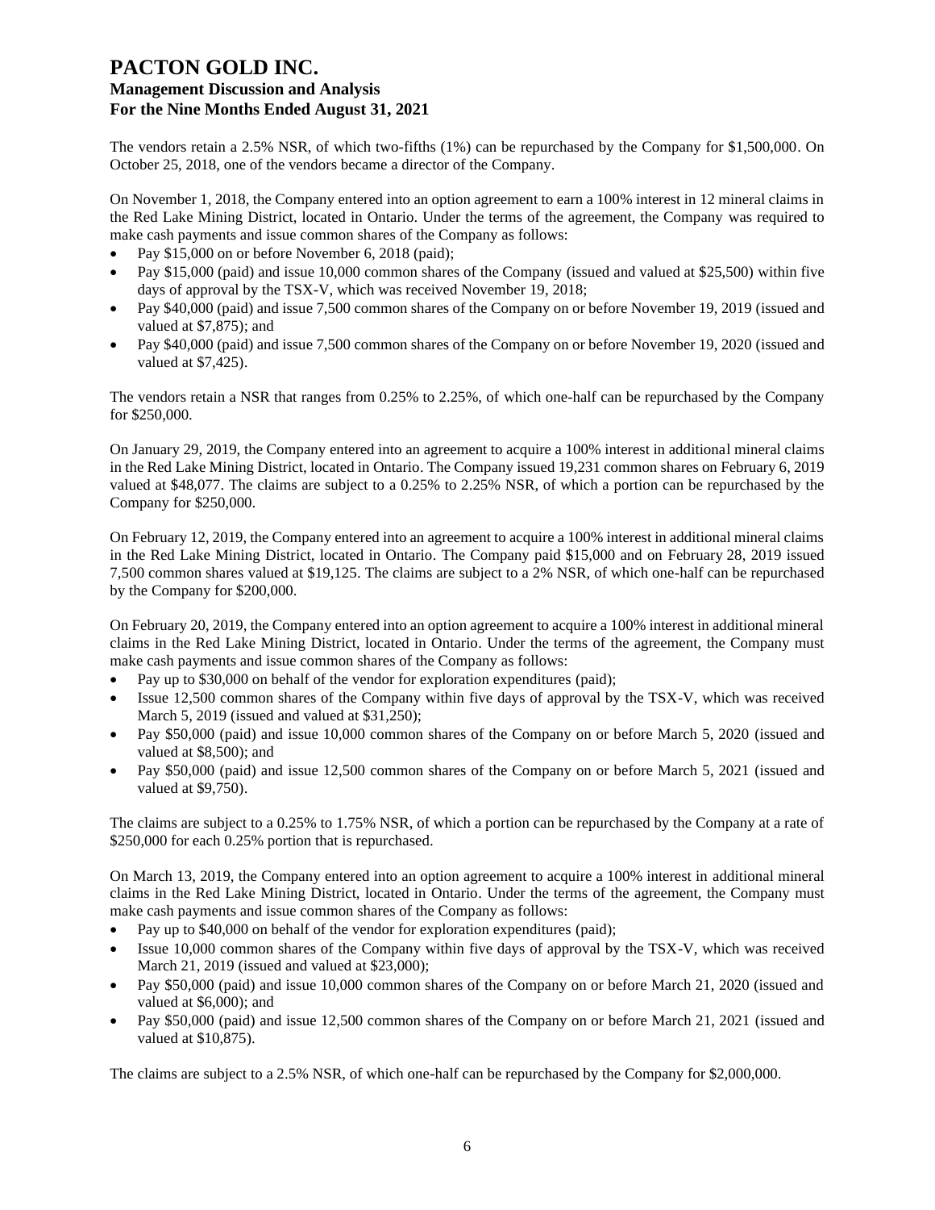The vendors retain a 2.5% NSR, of which two-fifths (1%) can be repurchased by the Company for $1,500,000. On October 25, 2018, one of the vendors became a director of the Company.

On November 1, 2018, the Company entered into an option agreement to earn a 100% interest in 12 mineral claims in the Red Lake Mining District, located in Ontario. Under the terms of the agreement, the Company was required to make cash payments and issue common shares of the Company as follows:

- Pay $15,000 on or before November 6, 2018 (paid);
- Pay $15,000 (paid) and issue 10,000 common shares of the Company (issued and valued at $25,500) within five days of approval by the TSX-V, which was received November 19, 2018;
- Pay $40,000 (paid) and issue 7,500 common shares of the Company on or before November 19, 2019 (issued and valued at $7,875); and
- Pay $40,000 (paid) and issue 7,500 common shares of the Company on or before November 19, 2020 (issued and valued at $7,425).

The vendors retain a NSR that ranges from 0.25% to 2.25%, of which one-half can be repurchased by the Company for $250,000.

On January 29, 2019, the Company entered into an agreement to acquire a 100% interest in additional mineral claims in the Red Lake Mining District, located in Ontario. The Company issued 19,231 common shares on February 6, 2019 valued at $48,077. The claims are subject to a 0.25% to 2.25% NSR, of which a portion can be repurchased by the Company for $250,000.

On February 12, 2019, the Company entered into an agreement to acquire a 100% interest in additional mineral claims in the Red Lake Mining District, located in Ontario. The Company paid $15,000 and on February 28, 2019 issued 7,500 common shares valued at $19,125. The claims are subject to a 2% NSR, of which one-half can be repurchased by the Company for $200,000.

On February 20, 2019, the Company entered into an option agreement to acquire a 100% interest in additional mineral claims in the Red Lake Mining District, located in Ontario. Under the terms of the agreement, the Company must make cash payments and issue common shares of the Company as follows:

- Pay up to $30,000 on behalf of the vendor for exploration expenditures (paid);
- Issue 12,500 common shares of the Company within five days of approval by the TSX-V, which was received March 5, 2019 (issued and valued at $31,250);
- Pay $50,000 (paid) and issue 10,000 common shares of the Company on or before March 5, 2020 (issued and valued at $8,500); and
- Pay $50,000 (paid) and issue 12,500 common shares of the Company on or before March 5, 2021 (issued and valued at $9,750).

The claims are subject to a 0.25% to 1.75% NSR, of which a portion can be repurchased by the Company at a rate of $250,000 for each 0.25% portion that is repurchased.

On March 13, 2019, the Company entered into an option agreement to acquire a 100% interest in additional mineral claims in the Red Lake Mining District, located in Ontario. Under the terms of the agreement, the Company must make cash payments and issue common shares of the Company as follows:

- Pay up to $40,000 on behalf of the vendor for exploration expenditures (paid);
- Issue 10,000 common shares of the Company within five days of approval by the TSX-V, which was received March 21, 2019 (issued and valued at $23,000);
- Pay $50,000 (paid) and issue 10,000 common shares of the Company on or before March 21, 2020 (issued and valued at $6,000); and
- Pay $50,000 (paid) and issue 12,500 common shares of the Company on or before March 21, 2021 (issued and valued at $10,875).

The claims are subject to a 2.5% NSR, of which one-half can be repurchased by the Company for $2,000,000.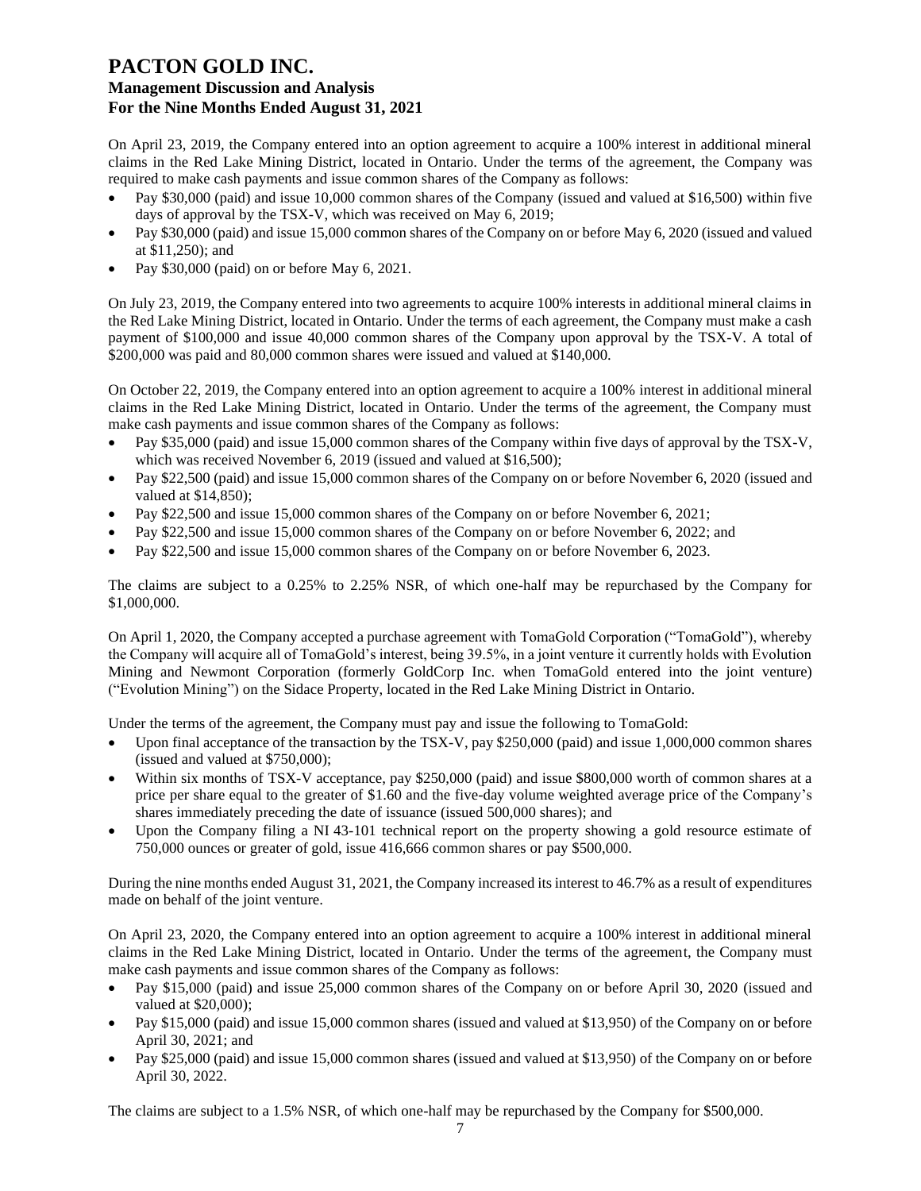On April 23, 2019, the Company entered into an option agreement to acquire a 100% interest in additional mineral claims in the Red Lake Mining District, located in Ontario. Under the terms of the agreement, the Company was required to make cash payments and issue common shares of the Company as follows:

- Pay $30,000 (paid) and issue 10,000 common shares of the Company (issued and valued at $16,500) within five days of approval by the TSX-V, which was received on May 6, 2019;
- Pay $30,000 (paid) and issue 15,000 common shares of the Company on or before May 6, 2020 (issued and valued at $11,250); and
- Pay $30,000 (paid) on or before May 6, 2021.

On July 23, 2019, the Company entered into two agreements to acquire 100% interests in additional mineral claims in the Red Lake Mining District, located in Ontario. Under the terms of each agreement, the Company must make a cash payment of $100,000 and issue 40,000 common shares of the Company upon approval by the TSX-V. A total of $200,000 was paid and 80,000 common shares were issued and valued at $140,000.

On October 22, 2019, the Company entered into an option agreement to acquire a 100% interest in additional mineral claims in the Red Lake Mining District, located in Ontario. Under the terms of the agreement, the Company must make cash payments and issue common shares of the Company as follows:

- Pay $35,000 (paid) and issue 15,000 common shares of the Company within five days of approval by the TSX-V, which was received November 6, 2019 (issued and valued at $16,500);
- Pay $22,500 (paid) and issue 15,000 common shares of the Company on or before November 6, 2020 (issued and valued at $14,850);
- Pay $22,500 and issue 15,000 common shares of the Company on or before November 6, 2021;
- Pay $22,500 and issue 15,000 common shares of the Company on or before November 6, 2022; and
- Pay $22,500 and issue 15,000 common shares of the Company on or before November 6, 2023.

The claims are subject to a 0.25% to 2.25% NSR, of which one-half may be repurchased by the Company for $1,000,000.

On April 1, 2020, the Company accepted a purchase agreement with TomaGold Corporation ("TomaGold"), whereby the Company will acquire all of TomaGold's interest, being 39.5%, in a joint venture it currently holds with Evolution Mining and Newmont Corporation (formerly GoldCorp Inc. when TomaGold entered into the joint venture) ("Evolution Mining") on the Sidace Property, located in the Red Lake Mining District in Ontario.

Under the terms of the agreement, the Company must pay and issue the following to TomaGold:

- Upon final acceptance of the transaction by the TSX-V, pay $250,000 (paid) and issue 1,000,000 common shares (issued and valued at $750,000);
- Within six months of TSX-V acceptance, pay $250,000 (paid) and issue $800,000 worth of common shares at a price per share equal to the greater of $1.60 and the five-day volume weighted average price of the Company's shares immediately preceding the date of issuance (issued 500,000 shares); and
- Upon the Company filing a NI 43-101 technical report on the property showing a gold resource estimate of 750,000 ounces or greater of gold, issue 416,666 common shares or pay $500,000.

During the nine months ended August 31, 2021, the Company increased its interest to 46.7% as a result of expenditures made on behalf of the joint venture.

On April 23, 2020, the Company entered into an option agreement to acquire a 100% interest in additional mineral claims in the Red Lake Mining District, located in Ontario. Under the terms of the agreement, the Company must make cash payments and issue common shares of the Company as follows:

- Pay $15,000 (paid) and issue 25,000 common shares of the Company on or before April 30, 2020 (issued and valued at $20,000);
- Pay $15,000 (paid) and issue 15,000 common shares (issued and valued at $13,950) of the Company on or before April 30, 2021; and
- Pay $25,000 (paid) and issue 15,000 common shares (issued and valued at $13,950) of the Company on or before April 30, 2022.

The claims are subject to a 1.5% NSR, of which one-half may be repurchased by the Company for $500,000.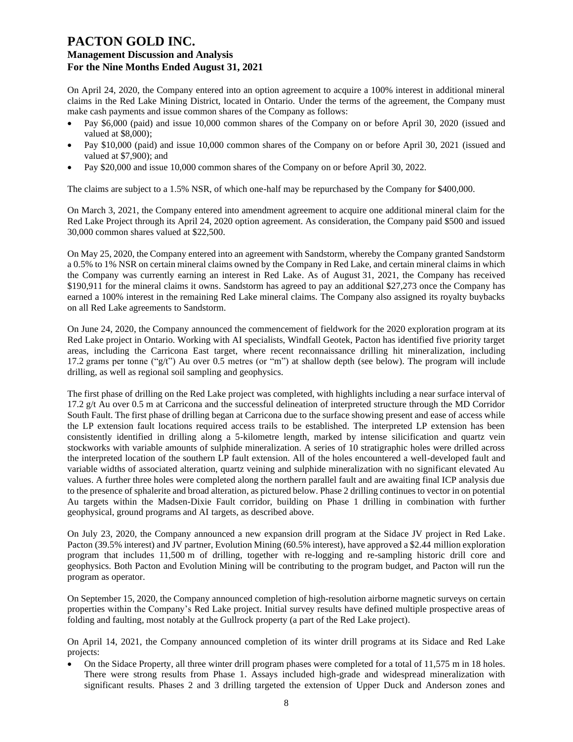On April 24, 2020, the Company entered into an option agreement to acquire a 100% interest in additional mineral claims in the Red Lake Mining District, located in Ontario. Under the terms of the agreement, the Company must make cash payments and issue common shares of the Company as follows:

- Pay $6,000 (paid) and issue 10,000 common shares of the Company on or before April 30, 2020 (issued and valued at $8,000);
- Pay $10,000 (paid) and issue 10,000 common shares of the Company on or before April 30, 2021 (issued and valued at $7,900); and
- Pay $20,000 and issue 10,000 common shares of the Company on or before April 30, 2022.

The claims are subject to a 1.5% NSR, of which one-half may be repurchased by the Company for $400,000.

On March 3, 2021, the Company entered into amendment agreement to acquire one additional mineral claim for the Red Lake Project through its April 24, 2020 option agreement. As consideration, the Company paid $500 and issued 30,000 common shares valued at $22,500.

On May 25, 2020, the Company entered into an agreement with Sandstorm, whereby the Company granted Sandstorm a 0.5% to 1% NSR on certain mineral claims owned by the Company in Red Lake, and certain mineral claims in which the Company was currently earning an interest in Red Lake. As of August 31, 2021, the Company has received $190,911 for the mineral claims it owns. Sandstorm has agreed to pay an additional $27,273 once the Company has earned a 100% interest in the remaining Red Lake mineral claims. The Company also assigned its royalty buybacks on all Red Lake agreements to Sandstorm.

On June 24, 2020, the Company announced the commencement of fieldwork for the 2020 exploration program at its Red Lake project in Ontario. Working with AI specialists, Windfall Geotek, Pacton has identified five priority target areas, including the Carricona East target, where recent reconnaissance drilling hit mineralization, including 17.2 grams per tonne ("g/t") Au over 0.5 metres (or "m") at shallow depth (see below). The program will include drilling, as well as regional soil sampling and geophysics.

The first phase of drilling on the Red Lake project was completed, with highlights including a near surface interval of 17.2 g/t Au over 0.5 m at Carricona and the successful delineation of interpreted structure through the MD Corridor South Fault. The first phase of drilling began at Carricona due to the surface showing present and ease of access while the LP extension fault locations required access trails to be established. The interpreted LP extension has been consistently identified in drilling along a 5-kilometre length, marked by intense silicification and quartz vein stockworks with variable amounts of sulphide mineralization. A series of 10 stratigraphic holes were drilled across the interpreted location of the southern LP fault extension. All of the holes encountered a well-developed fault and variable widths of associated alteration, quartz veining and sulphide mineralization with no significant elevated Au values. A further three holes were completed along the northern parallel fault and are awaiting final ICP analysis due to the presence of sphalerite and broad alteration, as pictured below. Phase 2 drilling continues to vector in on potential Au targets within the Madsen-Dixie Fault corridor, building on Phase 1 drilling in combination with further geophysical, ground programs and AI targets, as described above.

On July 23, 2020, the Company announced a new expansion drill program at the Sidace JV project in Red Lake. Pacton (39.5% interest) and JV partner, Evolution Mining (60.5% interest), have approved a $2.44 million exploration program that includes 11,500 m of drilling, together with re-logging and re-sampling historic drill core and geophysics. Both Pacton and Evolution Mining will be contributing to the program budget, and Pacton will run the program as operator.

On September 15, 2020, the Company announced completion of high-resolution airborne magnetic surveys on certain properties within the Company's Red Lake project. Initial survey results have defined multiple prospective areas of folding and faulting, most notably at the Gullrock property (a part of the Red Lake project).

On April 14, 2021, the Company announced completion of its winter drill programs at its Sidace and Red Lake projects:

- On the Sidace Property, all three winter drill program phases were completed for a total of 11,575 m in 18 holes. There were strong results from Phase 1. Assays included high-grade and widespread mineralization with significant results. Phases 2 and 3 drilling targeted the extension of Upper Duck and Anderson zones and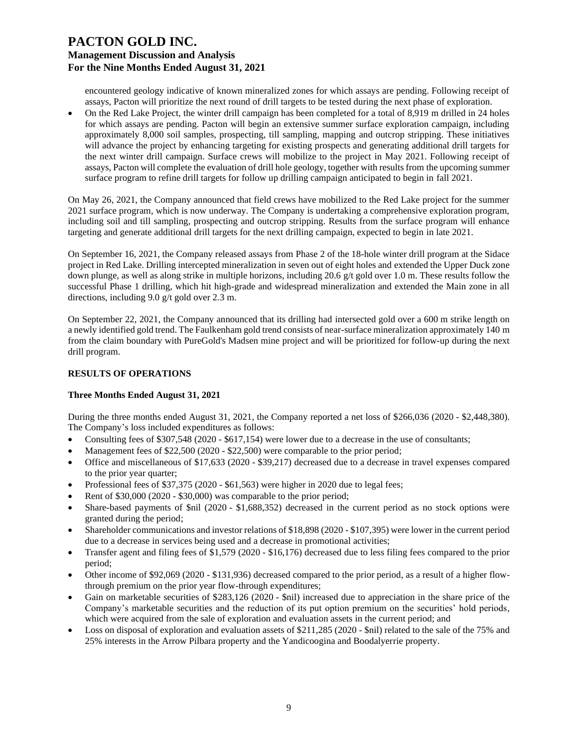encountered geology indicative of known mineralized zones for which assays are pending. Following receipt of assays, Pacton will prioritize the next round of drill targets to be tested during the next phase of exploration.

- On the Red Lake Project, the winter drill campaign has been completed for a total of 8,919 m drilled in 24 holes for which assays are pending. Pacton will begin an extensive summer surface exploration campaign, including approximately 8,000 soil samples, prospecting, till sampling, mapping and outcrop stripping. These initiatives will advance the project by enhancing targeting for existing prospects and generating additional drill targets for the next winter drill campaign. Surface crews will mobilize to the project in May 2021. Following receipt of assays, Pacton will complete the evaluation of drill hole geology, together with results from the upcoming summer surface program to refine drill targets for follow up drilling campaign anticipated to begin in fall 2021.

On May 26, 2021, the Company announced that field crews have mobilized to the Red Lake project for the summer 2021 surface program, which is now underway. The Company is undertaking a comprehensive exploration program, including soil and till sampling, prospecting and outcrop stripping. Results from the surface program will enhance targeting and generate additional drill targets for the next drilling campaign, expected to begin in late 2021.

On September 16, 2021, the Company released assays from Phase 2 of the 18-hole winter drill program at the Sidace project in Red Lake. Drilling intercepted mineralization in seven out of eight holes and extended the Upper Duck zone down plunge, as well as along strike in multiple horizons, including 20.6 g/t gold over 1.0 m. These results follow the successful Phase 1 drilling, which hit high-grade and widespread mineralization and extended the Main zone in all directions, including 9.0 g/t gold over 2.3 m.

On September 22, 2021, the Company announced that its drilling had intersected gold over a 600 m strike length on a newly identified gold trend. The Faulkenham gold trend consists of near-surface mineralization approximately 140 m from the claim boundary with PureGold's Madsen mine project and will be prioritized for follow-up during the next drill program.

## RESULTS OF OPERATIONS

### Three Months Ended August 31, 2021

During the three months ended August 31, 2021, the Company reported a net loss of $266,036 (2020 - $2,448,380). The Company's loss included expenditures as follows:

- Consulting fees of $307,548 (2020 - $617,154) were lower due to a decrease in the use of consultants;
- Management fees of $22,500 (2020 - $22,500) were comparable to the prior period;
- Office and miscellaneous of $17,633 (2020 - $39,217) decreased due to a decrease in travel expenses compared to the prior year quarter;
- Professional fees of $37,375 (2020 - $61,563) were higher in 2020 due to legal fees;
- Rent of $30,000 (2020 - $30,000) was comparable to the prior period;
- Share-based payments of $nil (2020 - $1,688,352) decreased in the current period as no stock options were granted during the period;
- Shareholder communications and investor relations of $18,898 (2020 - $107,395) were lower in the current period due to a decrease in services being used and a decrease in promotional activities;
- Transfer agent and filing fees of $1,579 (2020 - $16,176) decreased due to less filing fees compared to the prior period;
- Other income of $92,069 (2020 - $131,936) decreased compared to the prior period, as a result of a higher flow-through premium on the prior year flow-through expenditures;
- Gain on marketable securities of $283,126 (2020 - $nil) increased due to appreciation in the share price of the Company's marketable securities and the reduction of its put option premium on the securities' hold periods, which were acquired from the sale of exploration and evaluation assets in the current period; and
- Loss on disposal of exploration and evaluation assets of $211,285 (2020 - $nil) related to the sale of the 75% and 25% interests in the Arrow Pilbara property and the Yandicoogina and Boodalyerrie property.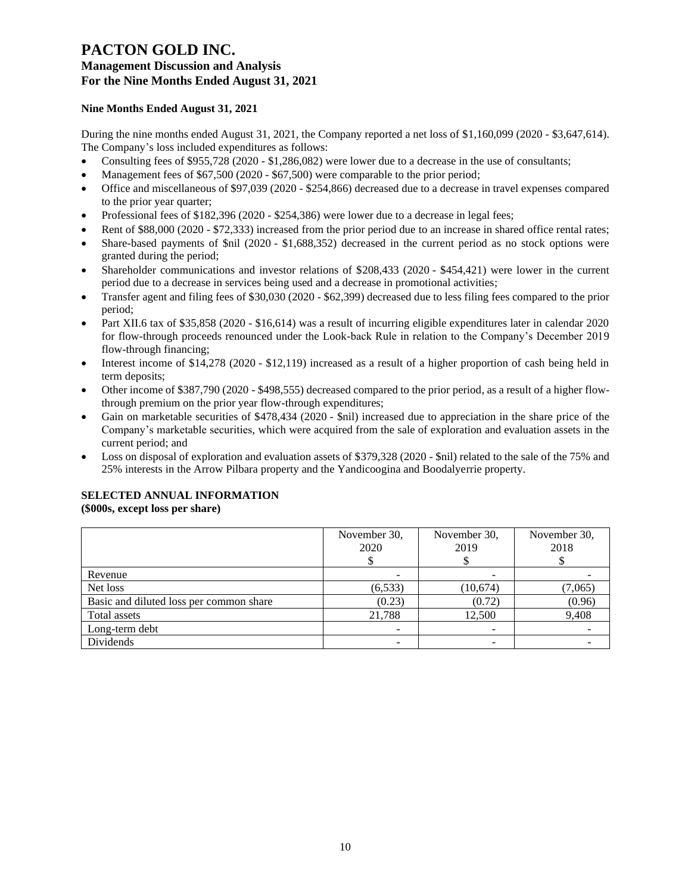# PACTON GOLD INC.

## Management Discussion and Analysis

## For the Nine Months Ended August 31, 2021

### Nine Months Ended August 31, 2021

During the nine months ended August 31, 2021, the Company reported a net loss of $1,160,099 (2020 - $3,647,614). The Company's loss included expenditures as follows:

- Consulting fees of $955,728 (2020 - $1,286,082) were lower due to a decrease in the use of consultants;
- Management fees of $67,500 (2020 - $67,500) were comparable to the prior period;
- Office and miscellaneous of $97,039 (2020 - $254,866) decreased due to a decrease in travel expenses compared to the prior year quarter;
- Professional fees of $182,396 (2020 - $254,386) were lower due to a decrease in legal fees;
- Rent of $88,000 (2020 - $72,333) increased from the prior period due to an increase in shared office rental rates;
- Share-based payments of $nil (2020 - $1,688,352) decreased in the current period as no stock options were granted during the period;
- Shareholder communications and investor relations of $208,433 (2020 - $454,421) were lower in the current period due to a decrease in services being used and a decrease in promotional activities;
- Transfer agent and filing fees of $30,030 (2020 - $62,399) decreased due to less filing fees compared to the prior period;
- Part XII.6 tax of $35,858 (2020 - $16,614) was a result of incurring eligible expenditures later in calendar 2020 for flow-through proceeds renounced under the Look-back Rule in relation to the Company's December 2019 flow-through financing;
- Interest income of $14,278 (2020 - $12,119) increased as a result of a higher proportion of cash being held in term deposits;
- Other income of $387,790 (2020 - $498,555) decreased compared to the prior period, as a result of a higher flow-through premium on the prior year flow-through expenditures;
- Gain on marketable securities of $478,434 (2020 - $nil) increased due to appreciation in the share price of the Company's marketable securities, which were acquired from the sale of exploration and evaluation assets in the current period; and
- Loss on disposal of exploration and evaluation assets of $379,328 (2020 - $nil) related to the sale of the 75% and 25% interests in the Arrow Pilbara property and the Yandicoogina and Boodalyerrie property.

### SELECTED ANNUAL INFORMATION
**($000s, except loss per share)**

| | November 30, 2020 $ | November 30, 2019 $ | November 30, 2018 $ |
|---|---|---|---|
| Revenue | - | - | - |
| Net loss | (6,533) | (10,674) | (7,065) |
| Basic and diluted loss per common share | (0.23) | (0.72) | (0.96) |
| Total assets | 21,788 | 12,500 | 9,408 |
| Long-term debt | - | - | - |
| Dividends | - | - | - |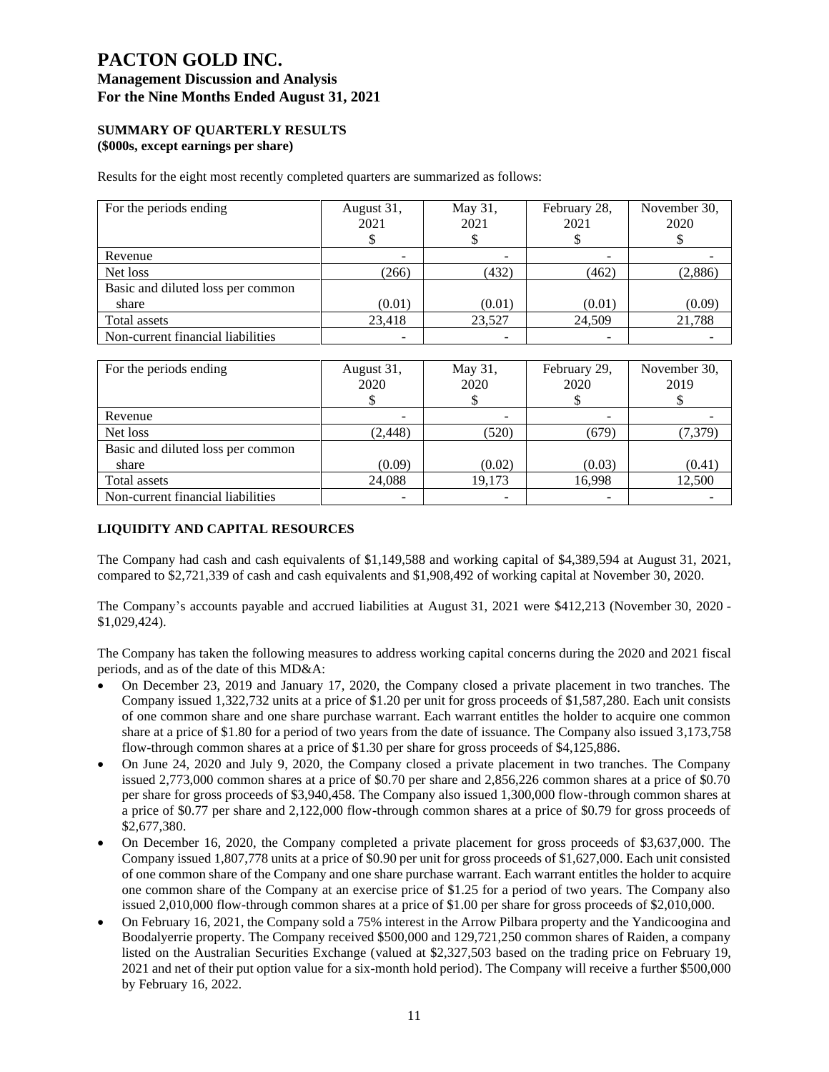# PACTON GOLD INC.

## Management Discussion and Analysis

## For the Nine Months Ended August 31, 2021

### SUMMARY OF QUARTERLY RESULTS
**($000s, except earnings per share)**

Results for the eight most recently completed quarters are summarized as follows:

| For the periods ending | August 31, 2021 $ | May 31, 2021 $ | February 28, 2021 $ | November 30, 2020 $ |
|---|---|---|---|---|
| Revenue | - | - | - | - |
| Net loss | (266) | (432) | (462) | (2,886) |
| Basic and diluted loss per common share | (0.01) | (0.01) | (0.01) | (0.09) |
| Total assets | 23,418 | 23,527 | 24,509 | 21,788 |
| Non-current financial liabilities | - | - | - | - |

| For the periods ending | August 31, 2020 $ | May 31, 2020 $ | February 29, 2020 $ | November 30, 2019 $ |
|---|---|---|---|---|
| Revenue | - | - | - | - |
| Net loss | (2,448) | (520) | (679) | (7,379) |
| Basic and diluted loss per common share | (0.09) | (0.02) | (0.03) | (0.41) |
| Total assets | 24,088 | 19,173 | 16,998 | 12,500 |
| Non-current financial liabilities | - | - | - | - |

### LIQUIDITY AND CAPITAL RESOURCES

The Company had cash and cash equivalents of $1,149,588 and working capital of $4,389,594 at August 31, 2021, compared to $2,721,339 of cash and cash equivalents and $1,908,492 of working capital at November 30, 2020.

The Company's accounts payable and accrued liabilities at August 31, 2021 were $412,213 (November 30, 2020 - $1,029,424).

The Company has taken the following measures to address working capital concerns during the 2020 and 2021 fiscal periods, and as of the date of this MD&A:

- On December 23, 2019 and January 17, 2020, the Company closed a private placement in two tranches. The Company issued 1,322,732 units at a price of $1.20 per unit for gross proceeds of $1,587,280. Each unit consists of one common share and one share purchase warrant. Each warrant entitles the holder to acquire one common share at a price of $1.80 for a period of two years from the date of issuance. The Company also issued 3,173,758 flow-through common shares at a price of $1.30 per share for gross proceeds of $4,125,886.
- On June 24, 2020 and July 9, 2020, the Company closed a private placement in two tranches. The Company issued 2,773,000 common shares at a price of $0.70 per share and 2,856,226 common shares at a price of $0.70 per share for gross proceeds of $3,940,458. The Company also issued 1,300,000 flow-through common shares at a price of $0.77 per share and 2,122,000 flow-through common shares at a price of $0.79 for gross proceeds of $2,677,380.
- On December 16, 2020, the Company completed a private placement for gross proceeds of $3,637,000. The Company issued 1,807,778 units at a price of $0.90 per unit for gross proceeds of $1,627,000. Each unit consisted of one common share of the Company and one share purchase warrant. Each warrant entitles the holder to acquire one common share of the Company at an exercise price of $1.25 for a period of two years. The Company also issued 2,010,000 flow-through common shares at a price of $1.00 per share for gross proceeds of $2,010,000.
- On February 16, 2021, the Company sold a 75% interest in the Arrow Pilbara property and the Yandicoogina and Boodalyerrie property. The Company received $500,000 and 129,721,250 common shares of Raiden, a company listed on the Australian Securities Exchange (valued at $2,327,503 based on the trading price on February 19, 2021 and net of their put option value for a six-month hold period). The Company will receive a further $500,000 by February 16, 2022.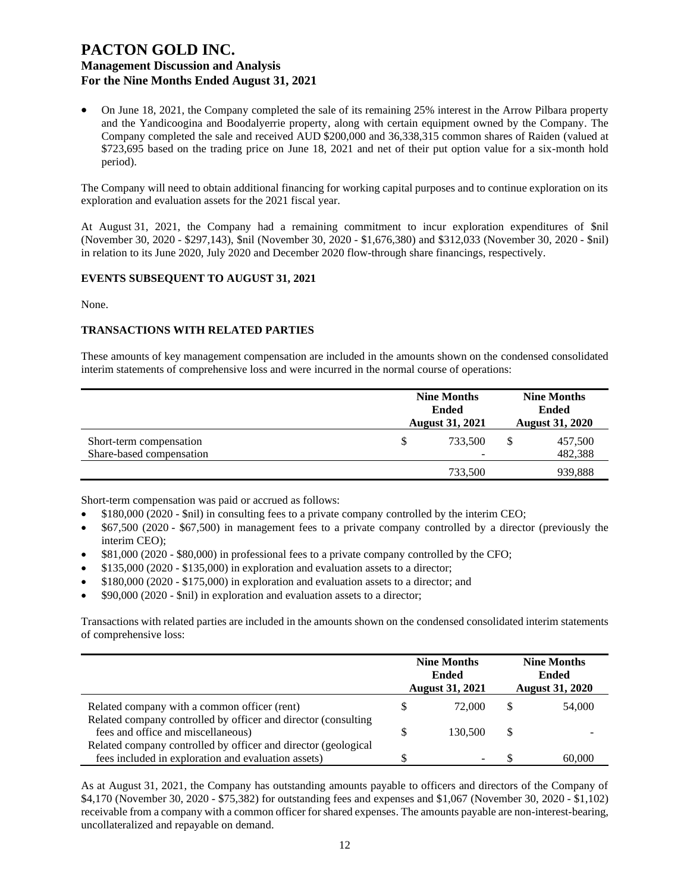- On June 18, 2021, the Company completed the sale of its remaining 25% interest in the Arrow Pilbara property and the Yandicoogina and Boodalyerrie property, along with certain equipment owned by the Company. The Company completed the sale and received AUD $200,000 and 36,338,315 common shares of Raiden (valued at $723,695 based on the trading price on June 18, 2021 and net of their put option value for a six-month hold period).

The Company will need to obtain additional financing for working capital purposes and to continue exploration on its exploration and evaluation assets for the 2021 fiscal year.

At August 31, 2021, the Company had a remaining commitment to incur exploration expenditures of $nil (November 30, 2020 - $297,143), $nil (November 30, 2020 - $1,676,380) and $312,033 (November 30, 2020 - $nil) in relation to its June 2020, July 2020 and December 2020 flow-through share financings, respectively.

## EVENTS SUBSEQUENT TO AUGUST 31, 2021

None.

## TRANSACTIONS WITH RELATED PARTIES

These amounts of key management compensation are included in the amounts shown on the condensed consolidated interim statements of comprehensive loss and were incurred in the normal course of operations:

| | Nine Months Ended August 31, 2021 | Nine Months Ended August 31, 2020 |
|---|---|---|
| Short-term compensation | $ 733,500 | $ 457,500 |
| Share-based compensation | - | 482,388 |
| | 733,500 | 939,888 |

Short-term compensation was paid or accrued as follows:

- $180,000 (2020 - $nil) in consulting fees to a private company controlled by the interim CEO;
- $67,500 (2020 - $67,500) in management fees to a private company controlled by a director (previously the interim CEO);
- $81,000 (2020 - $80,000) in professional fees to a private company controlled by the CFO;
- $135,000 (2020 - $135,000) in exploration and evaluation assets to a director;
- $180,000 (2020 - $175,000) in exploration and evaluation assets to a director; and
- $90,000 (2020 - $nil) in exploration and evaluation assets to a director;

Transactions with related parties are included in the amounts shown on the condensed consolidated interim statements of comprehensive loss:

| | Nine Months Ended August 31, 2021 | Nine Months Ended August 31, 2020 |
|---|---|---|
| Related company with a common officer (rent) | $ 72,000 | $ 54,000 |
| Related company controlled by officer and director (consulting fees and office and miscellaneous) | $ 130,500 | $ - |
| Related company controlled by officer and director (geological fees included in exploration and evaluation assets) | $ - | $ 60,000 |

As at August 31, 2021, the Company has outstanding amounts payable to officers and directors of the Company of $4,170 (November 30, 2020 - $75,382) for outstanding fees and expenses and $1,067 (November 30, 2020 - $1,102) receivable from a company with a common officer for shared expenses. The amounts payable are non-interest-bearing, uncollateralized and repayable on demand.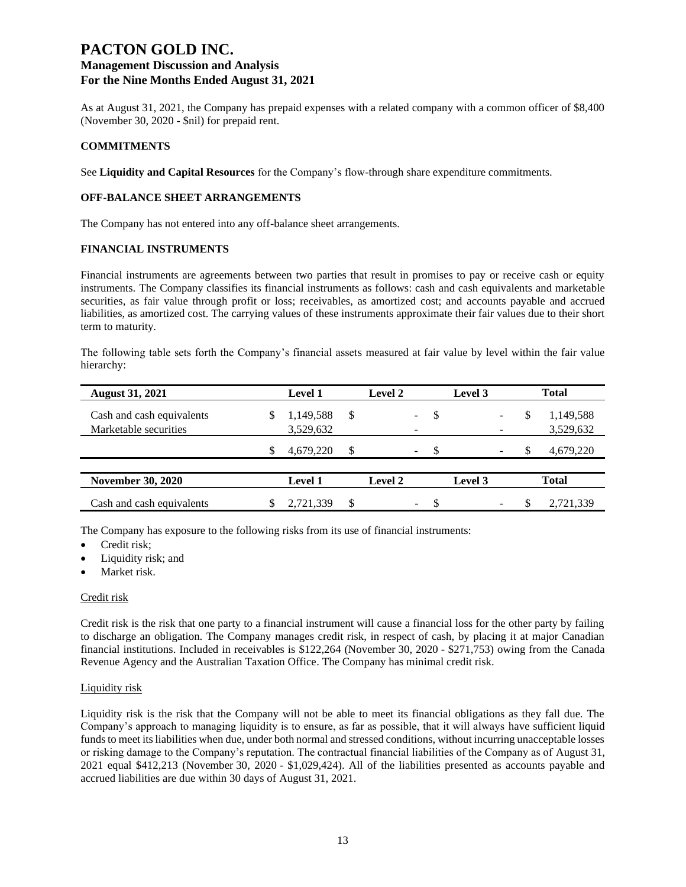As at August 31, 2021, the Company has prepaid expenses with a related company with a common officer of $8,400 (November 30, 2020 - $nil) for prepaid rent.

## COMMITMENTS

See **Liquidity and Capital Resources** for the Company's flow-through share expenditure commitments.

## OFF-BALANCE SHEET ARRANGEMENTS

The Company has not entered into any off-balance sheet arrangements.

## FINANCIAL INSTRUMENTS

Financial instruments are agreements between two parties that result in promises to pay or receive cash or equity instruments. The Company classifies its financial instruments as follows: cash and cash equivalents and marketable securities, as fair value through profit or loss; receivables, as amortized cost; and accounts payable and accrued liabilities, as amortized cost. The carrying values of these instruments approximate their fair values due to their short term to maturity.

The following table sets forth the Company's financial assets measured at fair value by level within the fair value hierarchy:

| August 31, 2021 | Level 1 | Level 2 | Level 3 | Total |
|---|---|---|---|---|
| Cash and cash equivalents | $ 1,149,588 | $ - | $ - | $ 1,149,588 |
| Marketable securities | 3,529,632 | - | - | 3,529,632 |
| | $ 4,679,220 | $ - | $ - | $ 4,679,220 |

| November 30, 2020 | Level 1 | Level 2 | Level 3 | Total |
|---|---|---|---|---|
| Cash and cash equivalents | $ 2,721,339 | $ - | $ - | $ 2,721,339 |

The Company has exposure to the following risks from its use of financial instruments:

- Credit risk;
- Liquidity risk; and
- Market risk.

### Credit risk

Credit risk is the risk that one party to a financial instrument will cause a financial loss for the other party by failing to discharge an obligation. The Company manages credit risk, in respect of cash, by placing it at major Canadian financial institutions. Included in receivables is $122,264 (November 30, 2020 - $271,753) owing from the Canada Revenue Agency and the Australian Taxation Office. The Company has minimal credit risk.

### Liquidity risk

Liquidity risk is the risk that the Company will not be able to meet its financial obligations as they fall due. The Company's approach to managing liquidity is to ensure, as far as possible, that it will always have sufficient liquid funds to meet its liabilities when due, under both normal and stressed conditions, without incurring unacceptable losses or risking damage to the Company's reputation. The contractual financial liabilities of the Company as of August 31, 2021 equal $412,213 (November 30, 2020 - $1,029,424). All of the liabilities presented as accounts payable and accrued liabilities are due within 30 days of August 31, 2021.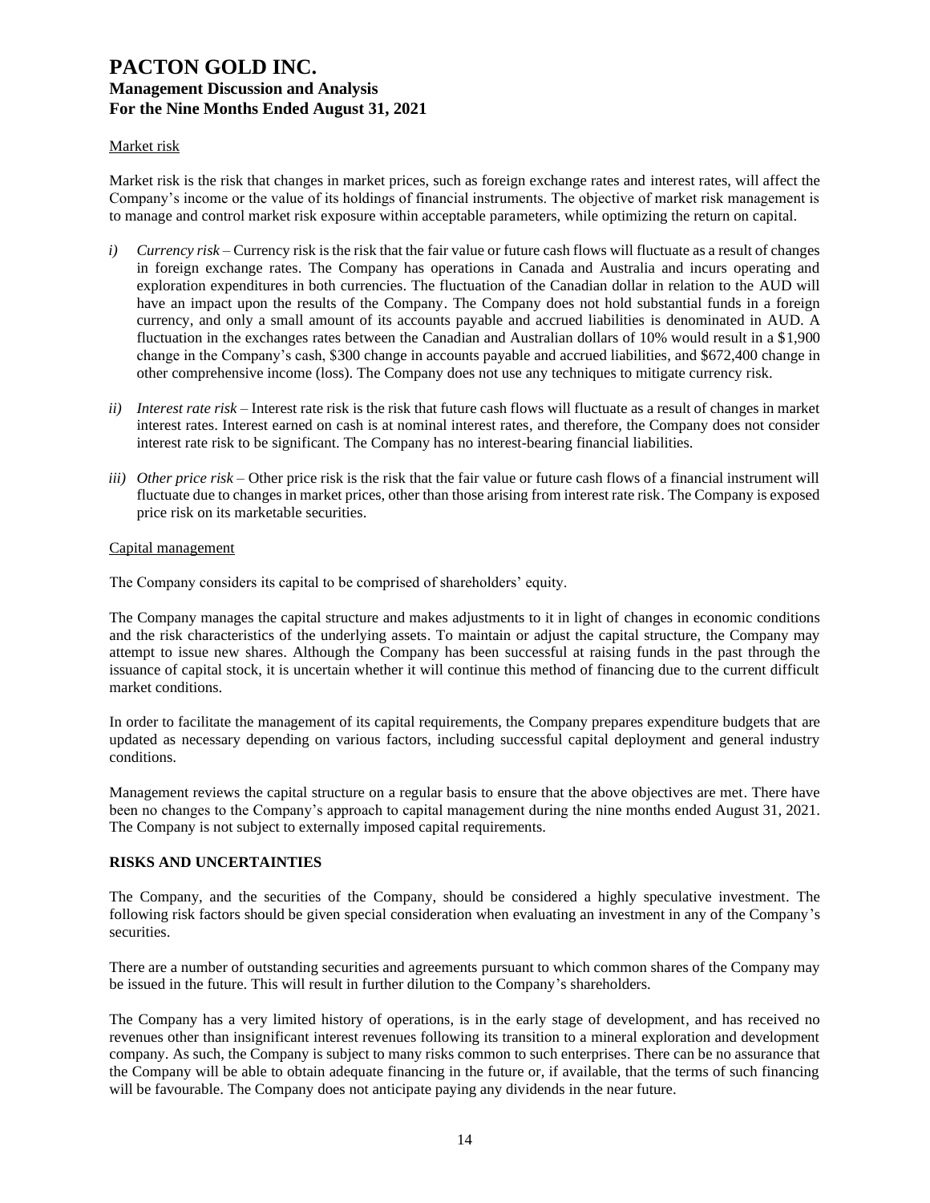Market risk

Market risk is the risk that changes in market prices, such as foreign exchange rates and interest rates, will affect the Company's income or the value of its holdings of financial instruments. The objective of market risk management is to manage and control market risk exposure within acceptable parameters, while optimizing the return on capital.

*i)* *Currency risk* – Currency risk is the risk that the fair value or future cash flows will fluctuate as a result of changes in foreign exchange rates. The Company has operations in Canada and Australia and incurs operating and exploration expenditures in both currencies. The fluctuation of the Canadian dollar in relation to the AUD will have an impact upon the results of the Company. The Company does not hold substantial funds in a foreign currency, and only a small amount of its accounts payable and accrued liabilities is denominated in AUD. A fluctuation in the exchanges rates between the Canadian and Australian dollars of 10% would result in a $1,900 change in the Company's cash, $300 change in accounts payable and accrued liabilities, and $672,400 change in other comprehensive income (loss). The Company does not use any techniques to mitigate currency risk.

*ii)* *Interest rate risk* – Interest rate risk is the risk that future cash flows will fluctuate as a result of changes in market interest rates. Interest earned on cash is at nominal interest rates, and therefore, the Company does not consider interest rate risk to be significant. The Company has no interest-bearing financial liabilities.

*iii)* *Other price risk* – Other price risk is the risk that the fair value or future cash flows of a financial instrument will fluctuate due to changes in market prices, other than those arising from interest rate risk. The Company is exposed price risk on its marketable securities.

Capital management

The Company considers its capital to be comprised of shareholders' equity.

The Company manages the capital structure and makes adjustments to it in light of changes in economic conditions and the risk characteristics of the underlying assets. To maintain or adjust the capital structure, the Company may attempt to issue new shares. Although the Company has been successful at raising funds in the past through the issuance of capital stock, it is uncertain whether it will continue this method of financing due to the current difficult market conditions.

In order to facilitate the management of its capital requirements, the Company prepares expenditure budgets that are updated as necessary depending on various factors, including successful capital deployment and general industry conditions.

Management reviews the capital structure on a regular basis to ensure that the above objectives are met. There have been no changes to the Company's approach to capital management during the nine months ended August 31, 2021. The Company is not subject to externally imposed capital requirements.

## RISKS AND UNCERTAINTIES

The Company, and the securities of the Company, should be considered a highly speculative investment. The following risk factors should be given special consideration when evaluating an investment in any of the Company's securities.

There are a number of outstanding securities and agreements pursuant to which common shares of the Company may be issued in the future. This will result in further dilution to the Company's shareholders.

The Company has a very limited history of operations, is in the early stage of development, and has received no revenues other than insignificant interest revenues following its transition to a mineral exploration and development company. As such, the Company is subject to many risks common to such enterprises. There can be no assurance that the Company will be able to obtain adequate financing in the future or, if available, that the terms of such financing will be favourable. The Company does not anticipate paying any dividends in the near future.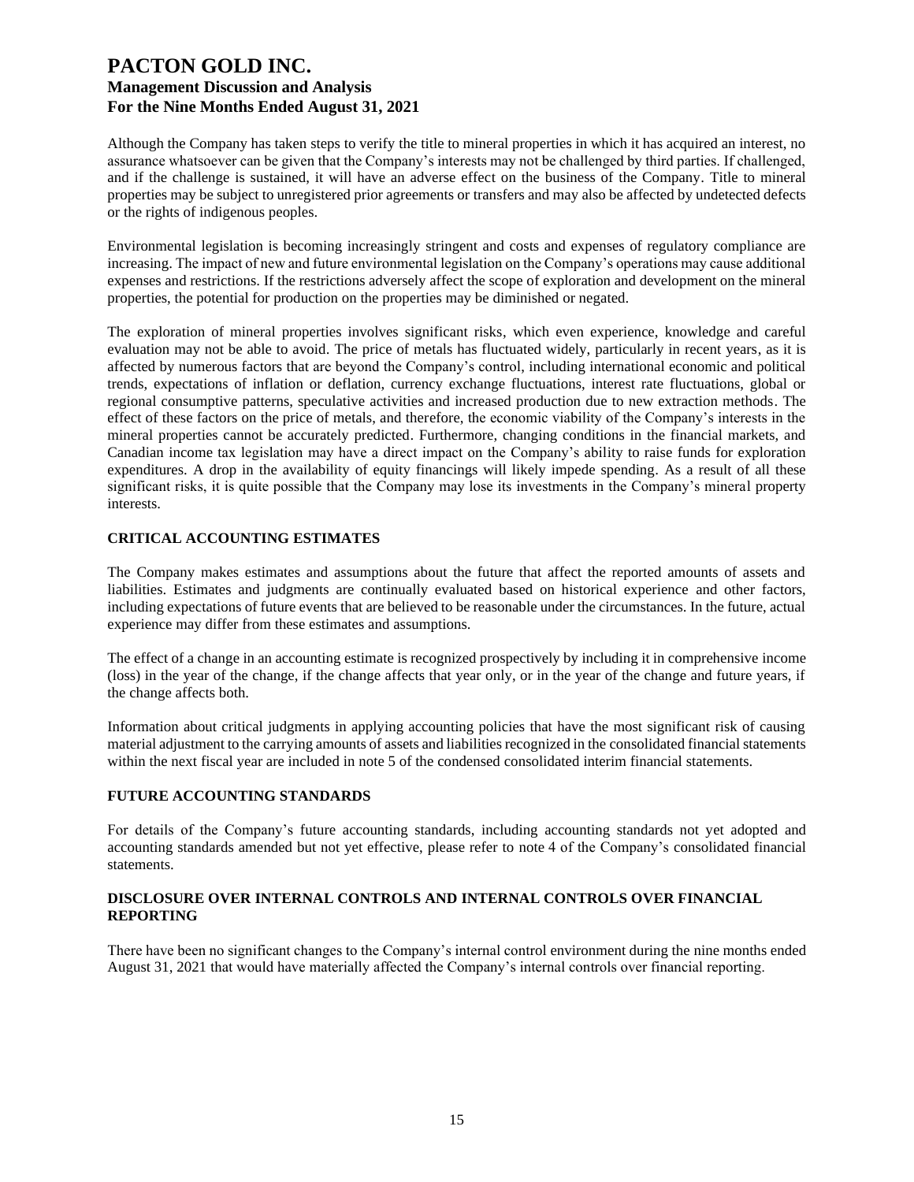Although the Company has taken steps to verify the title to mineral properties in which it has acquired an interest, no assurance whatsoever can be given that the Company's interests may not be challenged by third parties. If challenged, and if the challenge is sustained, it will have an adverse effect on the business of the Company. Title to mineral properties may be subject to unregistered prior agreements or transfers and may also be affected by undetected defects or the rights of indigenous peoples.

Environmental legislation is becoming increasingly stringent and costs and expenses of regulatory compliance are increasing. The impact of new and future environmental legislation on the Company's operations may cause additional expenses and restrictions. If the restrictions adversely affect the scope of exploration and development on the mineral properties, the potential for production on the properties may be diminished or negated.

The exploration of mineral properties involves significant risks, which even experience, knowledge and careful evaluation may not be able to avoid. The price of metals has fluctuated widely, particularly in recent years, as it is affected by numerous factors that are beyond the Company's control, including international economic and political trends, expectations of inflation or deflation, currency exchange fluctuations, interest rate fluctuations, global or regional consumptive patterns, speculative activities and increased production due to new extraction methods. The effect of these factors on the price of metals, and therefore, the economic viability of the Company's interests in the mineral properties cannot be accurately predicted. Furthermore, changing conditions in the financial markets, and Canadian income tax legislation may have a direct impact on the Company's ability to raise funds for exploration expenditures. A drop in the availability of equity financings will likely impede spending. As a result of all these significant risks, it is quite possible that the Company may lose its investments in the Company's mineral property interests.

## CRITICAL ACCOUNTING ESTIMATES

The Company makes estimates and assumptions about the future that affect the reported amounts of assets and liabilities. Estimates and judgments are continually evaluated based on historical experience and other factors, including expectations of future events that are believed to be reasonable under the circumstances. In the future, actual experience may differ from these estimates and assumptions.

The effect of a change in an accounting estimate is recognized prospectively by including it in comprehensive income (loss) in the year of the change, if the change affects that year only, or in the year of the change and future years, if the change affects both.

Information about critical judgments in applying accounting policies that have the most significant risk of causing material adjustment to the carrying amounts of assets and liabilities recognized in the consolidated financial statements within the next fiscal year are included in note 5 of the condensed consolidated interim financial statements.

## FUTURE ACCOUNTING STANDARDS

For details of the Company's future accounting standards, including accounting standards not yet adopted and accounting standards amended but not yet effective, please refer to note 4 of the Company's consolidated financial statements.

## DISCLOSURE OVER INTERNAL CONTROLS AND INTERNAL CONTROLS OVER FINANCIAL REPORTING

There have been no significant changes to the Company's internal control environment during the nine months ended August 31, 2021 that would have materially affected the Company's internal controls over financial reporting.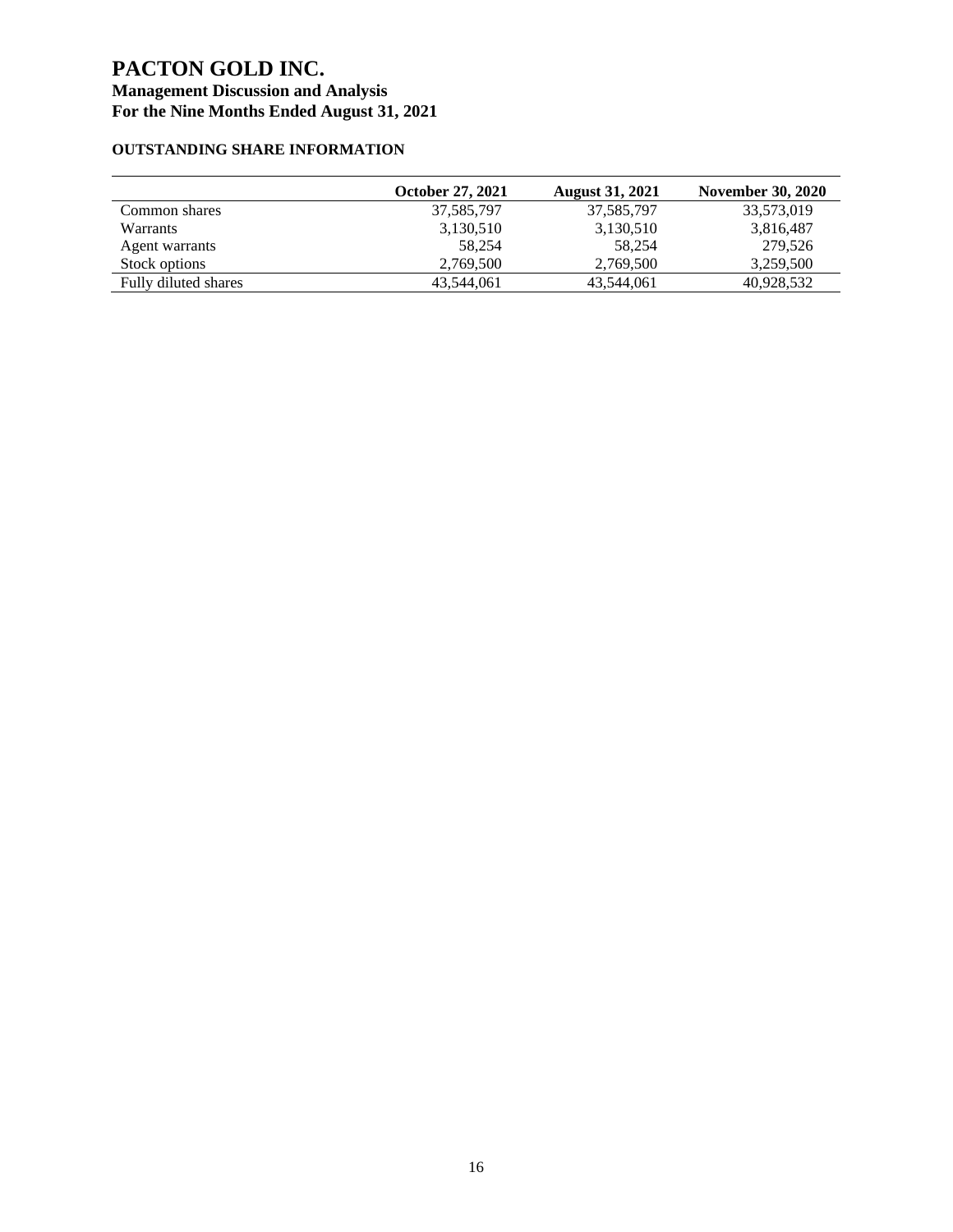## OUTSTANDING SHARE INFORMATION

| | October 27, 2021 | August 31, 2021 | November 30, 2020 |
|---|---|---|---|
| Common shares | 37,585,797 | 37,585,797 | 33,573,019 |
| Warrants | 3,130,510 | 3,130,510 | 3,816,487 |
| Agent warrants | 58,254 | 58,254 | 279,526 |
| Stock options | 2,769,500 | 2,769,500 | 3,259,500 |
| Fully diluted shares | 43,544,061 | 43,544,061 | 40,928,532 |